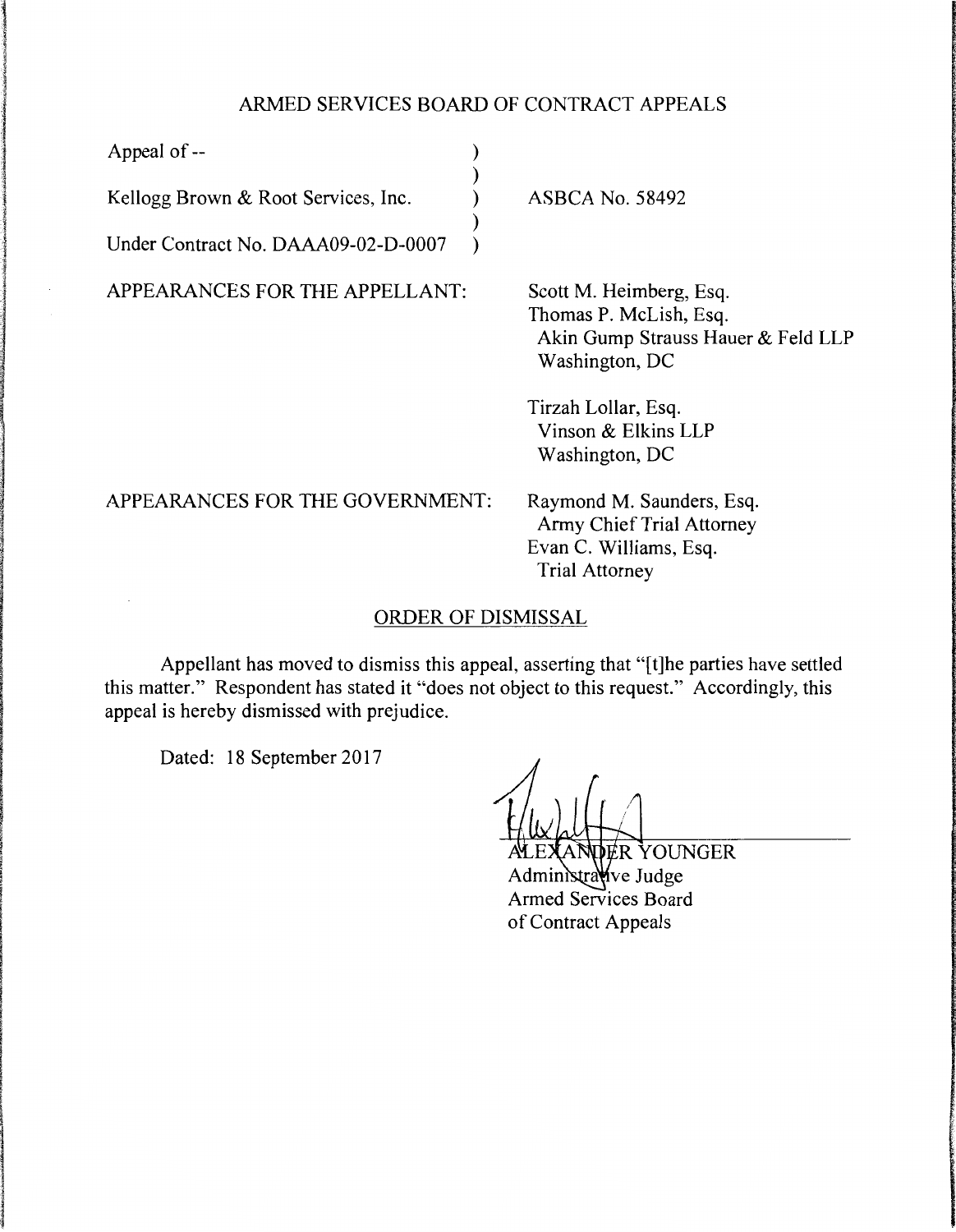# ARMED SERVICES BOARD OF CONTRACT APPEALS

Appeal of --

Kellogg Brown & Root Services, Inc. — ASBCA No. 58492

Under Contract No. DAAA09-02-D-0007

APPEARANCES FOR THE APPELLANT:

Scott M. Heimberg, Esq.
Thomas P. McLish, Esq.
Akin Gump Strauss Hauer & Feld LLP
Washington, DC

Tirzah Lollar, Esq.
Vinson & Elkins LLP
Washington, DC

APPEARANCES FOR THE GOVERNMENT:

Raymond M. Saunders, Esq.
Army Chief Trial Attorney
Evan C. Williams, Esq.
Trial Attorney

## ORDER OF DISMISSAL

Appellant has moved to dismiss this appeal, asserting that "[t]he parties have settled this matter." Respondent has stated it "does not object to this request." Accordingly, this appeal is hereby dismissed with prejudice.

Dated: 18 September 2017

ALEXANDER YOUNGER
Administrative Judge
Armed Services Board
of Contract Appeals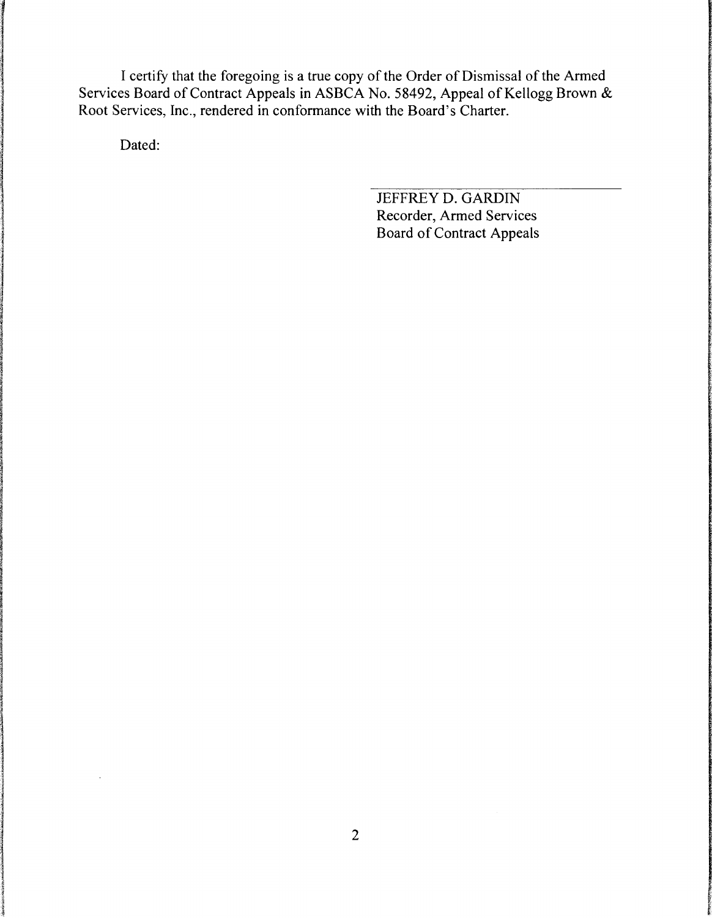I certify that the foregoing is a true copy of the Order of Dismissal of the Armed Services Board of Contract Appeals in ASBCA No. 58492, Appeal of Kellogg Brown & Root Services, Inc., rendered in conformance with the Board's Charter.

Dated:

JEFFREY D. GARDIN
Recorder, Armed Services
Board of Contract Appeals